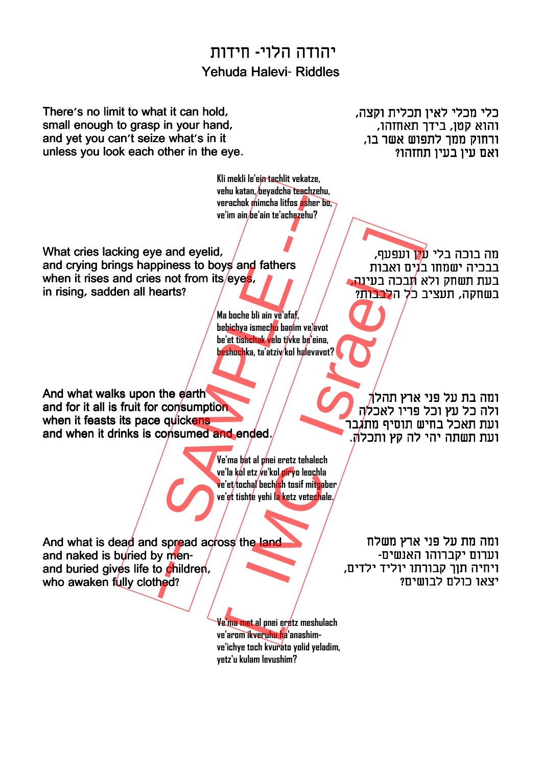# יהודה הלוי- חידות
## Yehuda Halevi- Riddles

There's no limit to what it can hold,
small enough to grasp in your hand,
and yet you can't seize what's in it
unless you look each other in the eye.

כלי מכלי לאין תכלית וקצה,
והוא קטן, בידך תאחזהו,
ורחוק ממך לתפוש אשר בו,
ואם עין בעין תחזהו?

Kli mekli le'ein tachlit vekatze,
vehu katan, beyadcha teachzehu,
verachok mimcha litfos asher bo,
ve'im ain be'ain te'achezehu?

What cries lacking eye and eyelid,
and crying brings happiness to boys and fathers
when it rises and cries not from its eyes,
in rising, sadden all hearts?

מה בוכה בלי עין ועפעף,
בבכיה ישמחו בנים ואבות
בעת תשחק ולא תבכה בעינה,
בשחקה, תעציב כל הלבבות?

Ma boche bli ain ve'afaf,
bebichya ismechu banim ve'avot
be'et tishchak velo tivke be'eina,
beshochka, ta'atziv kol halevavot?

And what walks upon the earth
and for it all is fruit for consumption
when it feasts its pace quickens
and when it drinks is consumed and ended.

ומה בת על פני ארץ תהלך
ולה כל עץ וכל פריו לאכלה
ועת תאכל בחיש תוסיף מתגבר
ועת תשתה יהי לה קץ ותכלה.

Ve'ma bat al pnei eretz tehalech
ve'la kol etz ve'kol piryo leochla
ve'et tochal bechish tosif mitgaber
ve'et tishte yehi la ketz vetechale.

And what is dead and spread across the land
and naked is buried by men-
and buried gives life to children,
who awaken fully clothed?

ומה מת על פני ארץ משלח
וערום יקברוהו האנשים-
ויחיה תוך קבורתו יוליד ילדים,
יצאו כולם לבושים?

Ve'ma met al pnei eretz meshulach
ve'arom ikveruhu ha'anashim-
ve'ichye toch kvurato yolid yeladim,
yetz'u kulam levushim?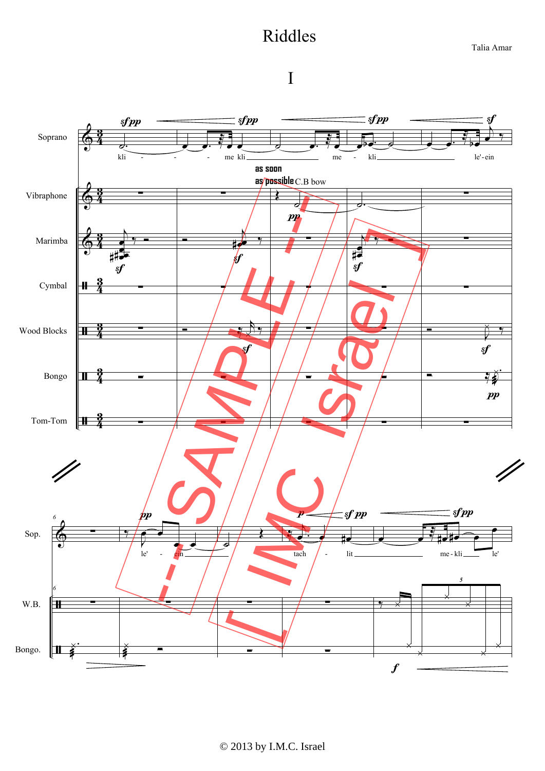# Riddles

Talia Amar

## I

© 2013 by I.M.C. Israel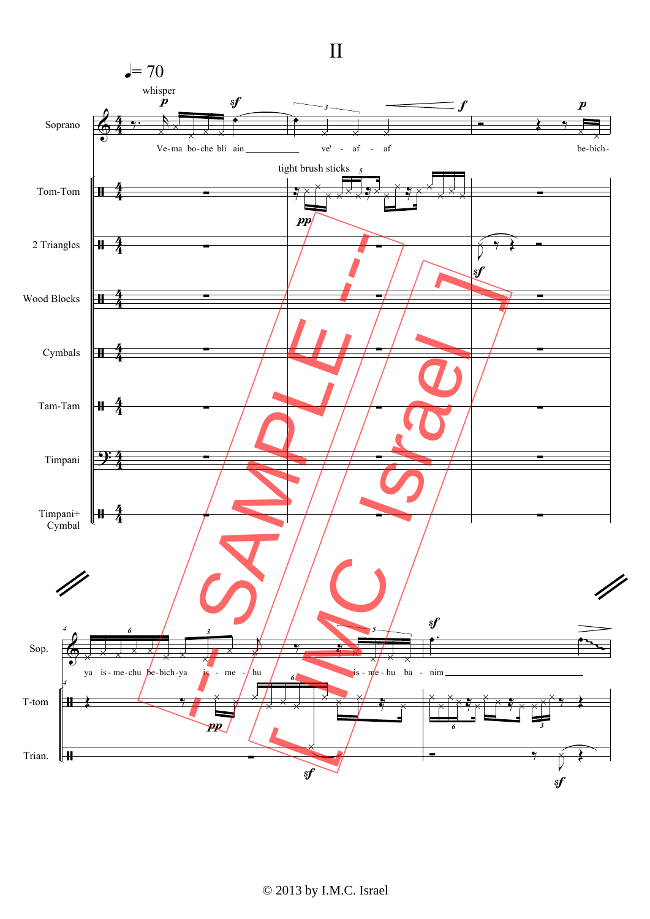# II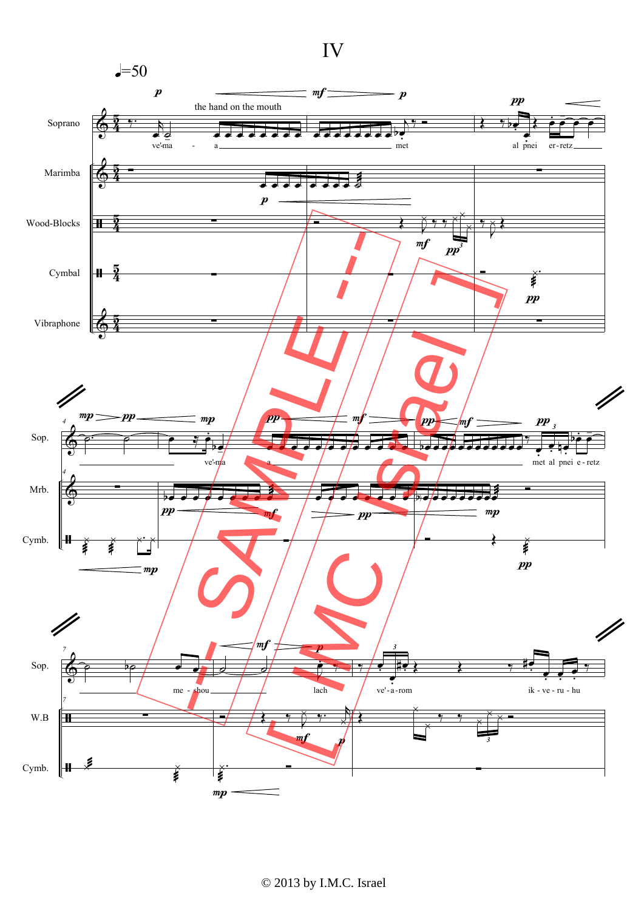# IV

♩=50

the hand on the mouth

ve'ma - a met al pnei er-retz

ve'ma a met al pnei e-retz

me - shou lach ve'-a-rom ik - ve - ru - hu

© 2013 by I.M.C. Israel